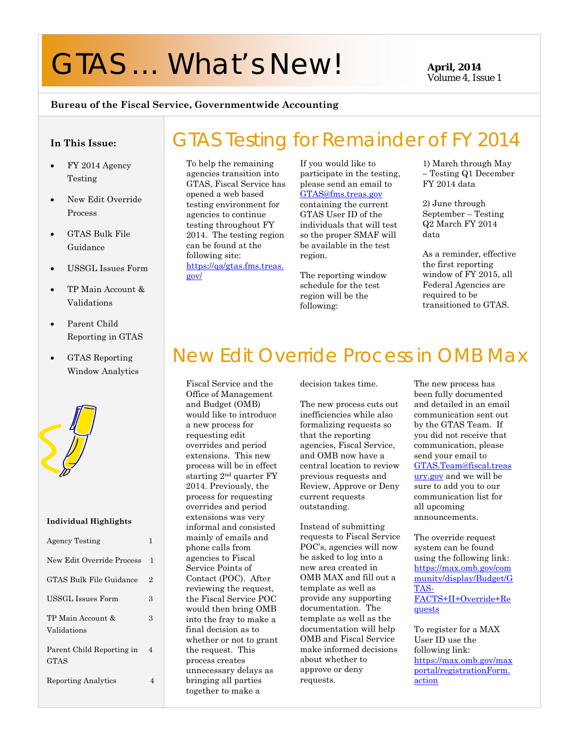# GTAS … What's New!

**April, 2014**
Volume 4, Issue 1

**Bureau of the Fiscal Service, Governmentwide Accounting**

**In This Issue:**

- FY 2014 Agency Testing
- New Edit Override Process
- GTAS Bulk File Guidance
- USSGL Issues Form
- TP Main Account & Validations
- Parent Child Reporting in GTAS
- GTAS Reporting Window Analytics

**Individual Highlights**

| | |
|---|---|
| Agency Testing | 1 |
| New Edit Override Process | 1 |
| GTAS Bulk File Guidance | 2 |
| USSGL Issues Form | 3 |
| TP Main Account & Validations | 3 |
| Parent Child Reporting in GTAS | 4 |
| Reporting Analytics | 4 |

## GTAS Testing for Remainder of FY 2014

To help the remaining agencies transition into GTAS, Fiscal Service has opened a web based testing environment for agencies to continue testing throughout FY 2014. The testing region can be found at the following site: https://qa/gtas.fms.treas.gov/

If you would like to participate in the testing, please send an email to GTAS@fms.treas.gov containing the current GTAS User ID of the individuals that will test so the proper SMAF will be available in the test region.

The reporting window schedule for the test region will be the following:

1) March through May – Testing Q1 December FY 2014 data

2) June through September – Testing Q2 March FY 2014 data

As a reminder, effective the first reporting window of FY 2015, all Federal Agencies are required to be transitioned to GTAS.

## New Edit Override Process in OMB Max

Fiscal Service and the Office of Management and Budget (OMB) would like to introduce a new process for requesting edit overrides and period extensions. This new process will be in effect starting 2nd quarter FY 2014. Previously, the process for requesting overrides and period extensions was very informal and consisted mainly of emails and phone calls from agencies to Fiscal Service Points of Contact (POC). After reviewing the request, the Fiscal Service POC would then bring OMB into the fray to make a final decision as to whether or not to grant the request. This process creates unnecessary delays as bringing all parties together to make a decision takes time.

The new process cuts out inefficiencies while also formalizing requests so that the reporting agencies, Fiscal Service, and OMB now have a central location to review previous requests and Review, Approve or Deny current requests outstanding.

Instead of submitting requests to Fiscal Service POC's, agencies will now be asked to log into a new area created in OMB MAX and fill out a template as well as provide any supporting documentation. The template as well as the documentation will help OMB and Fiscal Service make informed decisions about whether to approve or deny requests.

The new process has been fully documented and detailed in an email communication sent out by the GTAS Team. If you did not receive that communication, please send your email to GTAS.Team@fiscal.treasury.gov and we will be sure to add you to our communication list for all upcoming announcements.

The override request system can be found using the following link: https://max.omb.gov/community/display/Budget/GTAS-FACTS+II+Override+Requests

To register for a MAX User ID use the following link: https://max.omb.gov/maxportal/registrationForm.action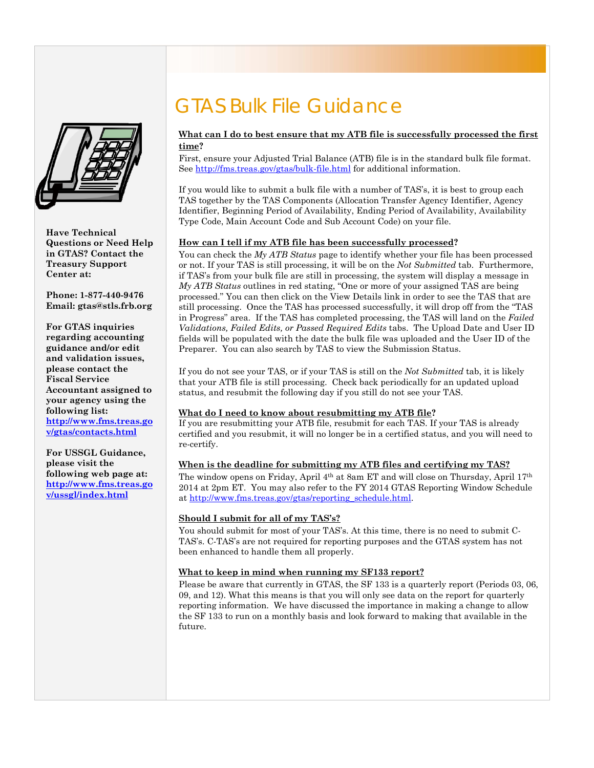# GTAS Bulk File Guidance

**What can I do to best ensure that my ATB file is successfully processed the first time?**

First, ensure your Adjusted Trial Balance (ATB) file is in the standard bulk file format. See http://fms.treas.gov/gtas/bulk-file.html for additional information.

If you would like to submit a bulk file with a number of TAS's, it is best to group each TAS together by the TAS Components (Allocation Transfer Agency Identifier, Agency Identifier, Beginning Period of Availability, Ending Period of Availability, Availability Type Code, Main Account Code and Sub Account Code) on your file.

**How can I tell if my ATB file has been successfully processed?**

You can check the *My ATB Status* page to identify whether your file has been processed or not. If your TAS is still processing, it will be on the *Not Submitted* tab. Furthermore, if TAS's from your bulk file are still in processing, the system will display a message in *My ATB Status* outlines in red stating, "One or more of your assigned TAS are being processed." You can then click on the View Details link in order to see the TAS that are still processing. Once the TAS has processed successfully, it will drop off from the "TAS in Progress" area. If the TAS has completed processing, the TAS will land on the *Failed Validations, Failed Edits, or Passed Required Edits* tabs. The Upload Date and User ID fields will be populated with the date the bulk file was uploaded and the User ID of the Preparer. You can also search by TAS to view the Submission Status.

If you do not see your TAS, or if your TAS is still on the *Not Submitted* tab, it is likely that your ATB file is still processing. Check back periodically for an updated upload status, and resubmit the following day if you still do not see your TAS.

**What do I need to know about resubmitting my ATB file?**

If you are resubmitting your ATB file, resubmit for each TAS. If your TAS is already certified and you resubmit, it will no longer be in a certified status, and you will need to re-certify.

**When is the deadline for submitting my ATB files and certifying my TAS?**

The window opens on Friday, April 4th at 8am ET and will close on Thursday, April 17th 2014 at 2pm ET. You may also refer to the FY 2014 GTAS Reporting Window Schedule at http://www.fms.treas.gov/gtas/reporting_schedule.html.

**Should I submit for all of my TAS's?**

You should submit for most of your TAS's. At this time, there is no need to submit C-TAS's. C-TAS's are not required for reporting purposes and the GTAS system has not been enhanced to handle them all properly.

**What to keep in mind when running my SF133 report?**

Please be aware that currently in GTAS, the SF 133 is a quarterly report (Periods 03, 06, 09, and 12). What this means is that you will only see data on the report for quarterly reporting information. We have discussed the importance in making a change to allow the SF 133 to run on a monthly basis and look forward to making that available in the future.

**Have Technical Questions or Need Help in GTAS? Contact the Treasury Support Center at:**

**Phone: 1-877-440-9476**
**Email: gtas@stls.frb.org**

**For GTAS inquiries regarding accounting guidance and/or edit and validation issues, please contact the Fiscal Service Accountant assigned to your agency using the following list:** **http://www.fms.treas.gov/gtas/contacts.html**

**For USSGL Guidance, please visit the following web page at:** **http://www.fms.treas.gov/ussgl/index.html**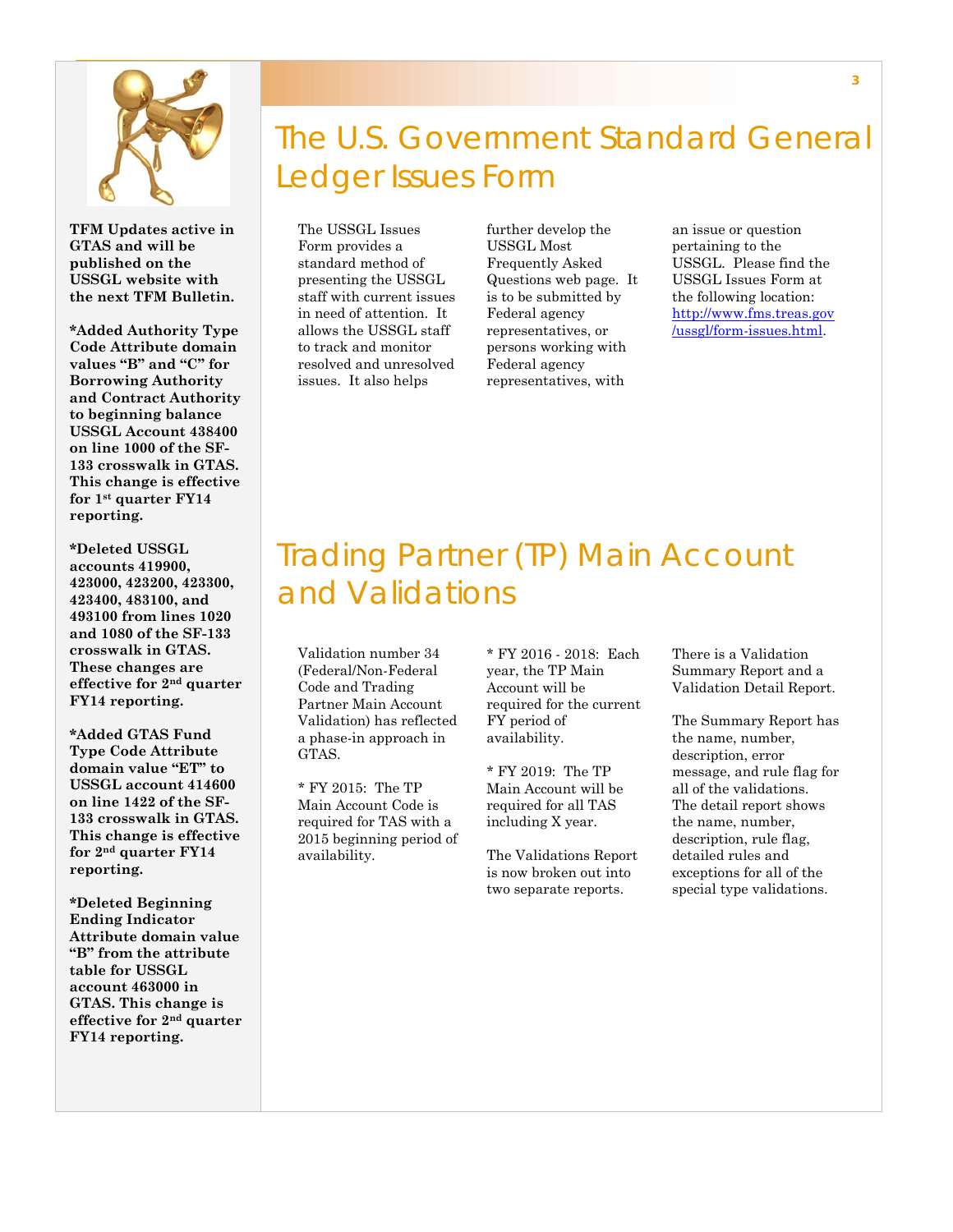**TFM Updates active in GTAS and will be published on the USSGL website with the next TFM Bulletin.**

**\*Added Authority Type Code Attribute domain values "B" and "C" for Borrowing Authority and Contract Authority to beginning balance USSGL Account 438400 on line 1000 of the SF-133 crosswalk in GTAS. This change is effective for 1st quarter FY14 reporting.**

**\*Deleted USSGL accounts 419900, 423000, 423200, 423300, 423400, 483100, and 493100 from lines 1020 and 1080 of the SF-133 crosswalk in GTAS. These changes are effective for 2nd quarter FY14 reporting.**

**\*Added GTAS Fund Type Code Attribute domain value "ET" to USSGL account 414600 on line 1422 of the SF-133 crosswalk in GTAS. This change is effective for 2nd quarter FY14 reporting.**

**\*Deleted Beginning Ending Indicator Attribute domain value "B" from the attribute table for USSGL account 463000 in GTAS. This change is effective for 2nd quarter FY14 reporting.**

# The U.S. Government Standard General Ledger Issues Form

The USSGL Issues Form provides a standard method of presenting the USSGL staff with current issues in need of attention. It allows the USSGL staff to track and monitor resolved and unresolved issues. It also helps further develop the USSGL Most Frequently Asked Questions web page. It is to be submitted by Federal agency representatives, or persons working with Federal agency representatives, with an issue or question pertaining to the USSGL. Please find the USSGL Issues Form at the following location: http://www.fms.treas.gov/ussgl/form-issues.html.

# Trading Partner (TP) Main Account and Validations

Validation number 34 (Federal/Non-Federal Code and Trading Partner Main Account Validation) has reflected a phase-in approach in GTAS.

\* FY 2015: The TP Main Account Code is required for TAS with a 2015 beginning period of availability.

\* FY 2016 - 2018: Each year, the TP Main Account will be required for the current FY period of availability.

\* FY 2019: The TP Main Account will be required for all TAS including X year.

The Validations Report is now broken out into two separate reports.

There is a Validation Summary Report and a Validation Detail Report.

The Summary Report has the name, number, description, error message, and rule flag for all of the validations. The detail report shows the name, number, description, rule flag, detailed rules and exceptions for all of the special type validations.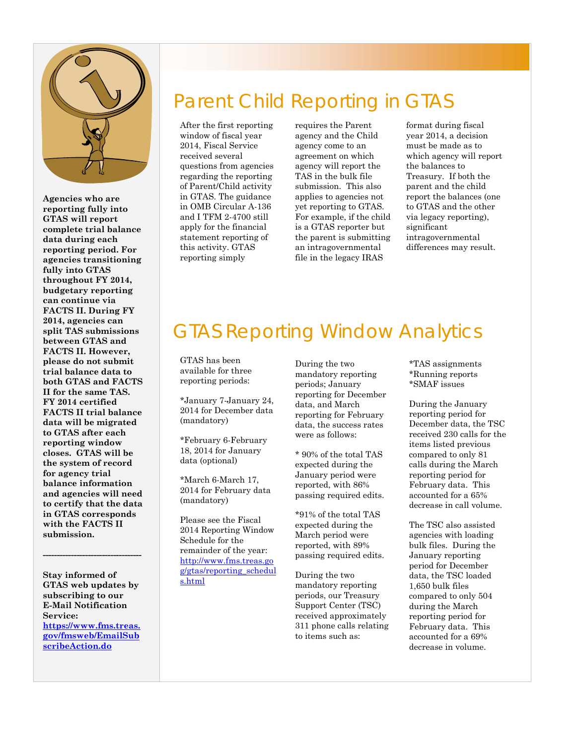# Parent Child Reporting in GTAS

After the first reporting window of fiscal year 2014, Fiscal Service received several questions from agencies regarding the reporting of Parent/Child activity in GTAS. The guidance in OMB Circular A-136 and I TFM 2-4700 still apply for the financial statement reporting of this activity. GTAS reporting simply requires the Parent agency and the Child agency come to an agreement on which agency will report the TAS in the bulk file submission. This also applies to agencies not yet reporting to GTAS. For example, if the child is a GTAS reporter but the parent is submitting an intragovernmental file in the legacy IRAS format during fiscal year 2014, a decision must be made as to which agency will report the balances to Treasury. If both the parent and the child report the balances (one to GTAS and the other via legacy reporting), significant intragovernmental differences may result.

# GTAS Reporting Window Analytics

GTAS has been available for three reporting periods:

*January 7-January 24, 2014 for December data (mandatory)

*February 6-February 18, 2014 for January data (optional)

*March 6-March 17, 2014 for February data (mandatory)

Please see the Fiscal 2014 Reporting Window Schedule for the remainder of the year: [http://www.fms.treas.gov/gtas/reporting_schedules.html](http://www.fms.treas.gov/gtas/reporting_schedules.html)

During the two mandatory reporting periods; January reporting for December data, and March reporting for February data, the success rates were as follows:

* 90% of the total TAS expected during the January period were reported, with 86% passing required edits.

*91% of the total TAS expected during the March period were reported, with 89% passing required edits.

During the two mandatory reporting periods, our Treasury Support Center (TSC) received approximately 311 phone calls relating to items such as:

*TAS assignments
*Running reports
*SMAF issues

During the January reporting period for December data, the TSC received 230 calls for the items listed previous compared to only 81 calls during the March reporting period for February data. This accounted for a 65% decrease in call volume.

The TSC also assisted agencies with loading bulk files. During the January reporting period for December data, the TSC loaded 1,650 bulk files compared to only 504 during the March reporting period for February data. This accounted for a 69% decrease in volume.

---

**Agencies who are reporting fully into GTAS will report complete trial balance data during each reporting period. For agencies transitioning fully into GTAS throughout FY 2014, budgetary reporting can continue via FACTS II. During FY 2014, agencies can split TAS submissions between GTAS and FACTS II. However, please do not submit trial balance data to both GTAS and FACTS II for the same TAS. FY 2014 certified FACTS II trial balance data will be migrated to GTAS after each reporting window closes. GTAS will be the system of record for agency trial balance information and agencies will need to certify that the data in GTAS corresponds with the FACTS II submission.**

---

**Stay informed of GTAS web updates by subscribing to our E-Mail Notification Service: [https://www.fms.treas.gov/fmsweb/EmailSubscribeAction.do](https://www.fms.treas.gov/fmsweb/EmailSubscribeAction.do)**